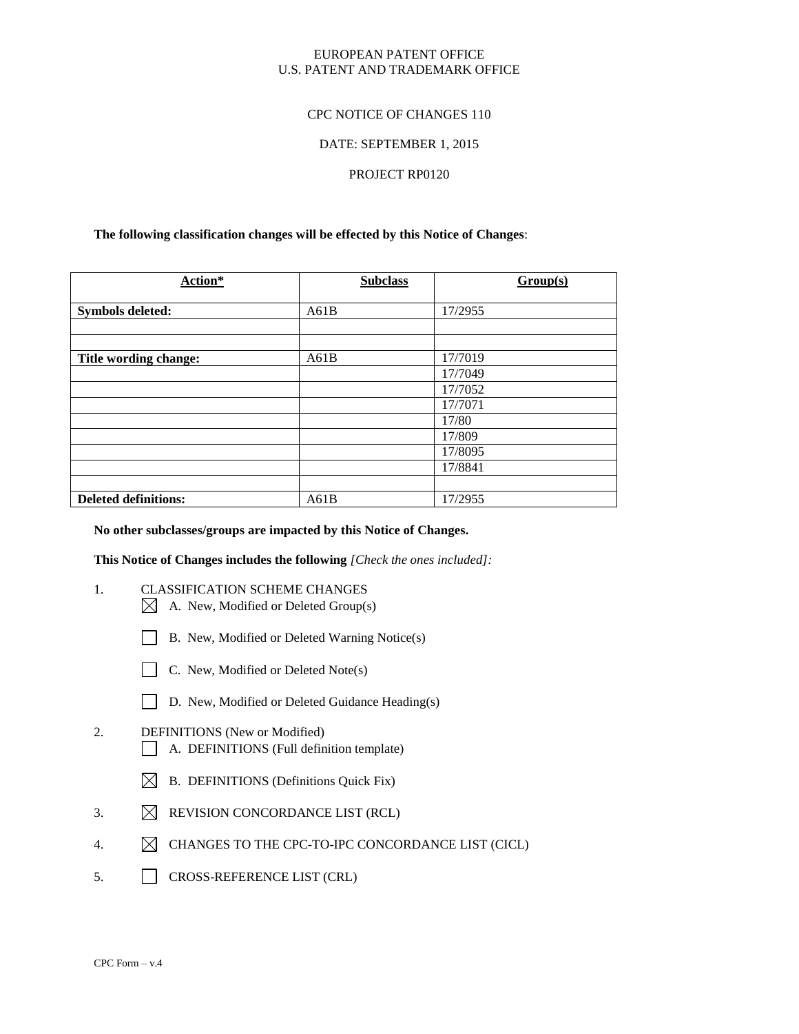EUROPEAN PATENT OFFICE
U.S. PATENT AND TRADEMARK OFFICE

CPC NOTICE OF CHANGES 110

DATE: SEPTEMBER 1, 2015

PROJECT RP0120

**The following classification changes will be effected by this Notice of Changes**:

| Action* | Subclass | Group(s) |
|---|---|---|
| **Symbols deleted:** | A61B | 17/2955 |
| | | |
| | | |
| **Title wording change:** | A61B | 17/7019 |
| | | 17/7049 |
| | | 17/7052 |
| | | 17/7071 |
| | | 17/80 |
| | | 17/809 |
| | | 17/8095 |
| | | 17/8841 |
| | | |
| **Deleted definitions:** | A61B | 17/2955 |

**No other subclasses/groups are impacted by this Notice of Changes.**

**This Notice of Changes includes the following** *[Check the ones included]:*

1. CLASSIFICATION SCHEME CHANGES
   - ☒ A. New, Modified or Deleted Group(s)
   - ☐ B. New, Modified or Deleted Warning Notice(s)
   - ☐ C. New, Modified or Deleted Note(s)
   - ☐ D. New, Modified or Deleted Guidance Heading(s)
2. DEFINITIONS (New or Modified)
   - ☐ A. DEFINITIONS (Full definition template)
   - ☒ B. DEFINITIONS (Definitions Quick Fix)
3. ☒ REVISION CONCORDANCE LIST (RCL)
4. ☒ CHANGES TO THE CPC-TO-IPC CONCORDANCE LIST (CICL)
5. ☐ CROSS-REFERENCE LIST (CRL)

CPC Form – v.4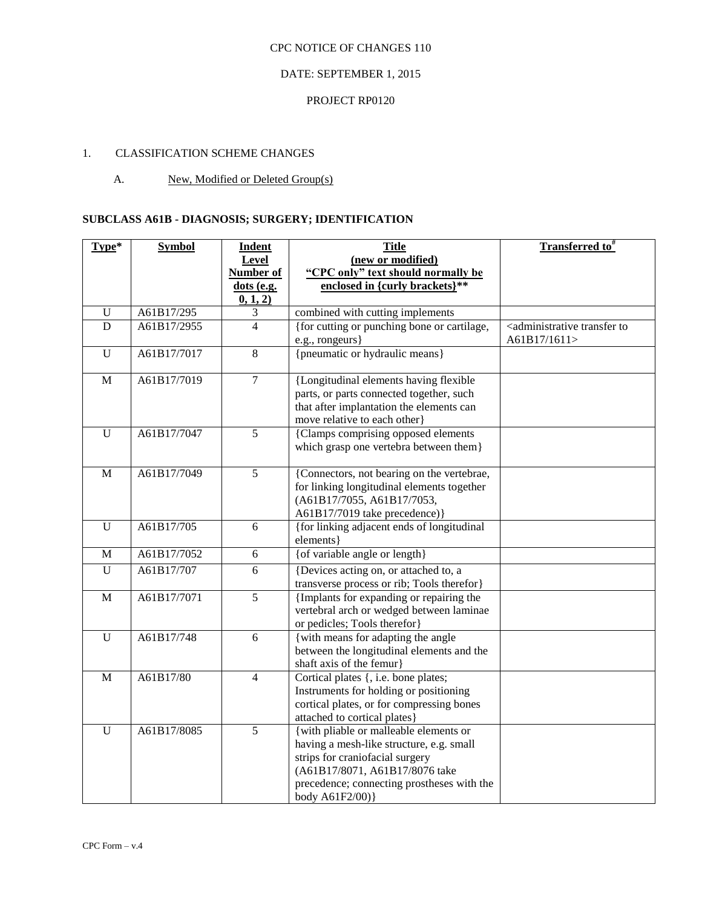CPC NOTICE OF CHANGES 110

DATE: SEPTEMBER 1, 2015

PROJECT RP0120

1. CLASSIFICATION SCHEME CHANGES

A. New, Modified or Deleted Group(s)

**SUBCLASS A61B - DIAGNOSIS; SURGERY; IDENTIFICATION**

| Type* | Symbol | Indent Level Number of dots (e.g. 0, 1, 2) | Title (new or modified) "CPC only" text should normally be enclosed in {curly brackets}** | Transferred to# |
|---|---|---|---|---|
| U | A61B17/295 | 3 | combined with cutting implements | |
| D | A61B17/2955 | 4 | {for cutting or punching bone or cartilage, e.g., rongeurs} | <administrative transfer to A61B17/1611> |
| U | A61B17/7017 | 8 | {pneumatic or hydraulic means} | |
| M | A61B17/7019 | 7 | {Longitudinal elements having flexible parts, or parts connected together, such that after implantation the elements can move relative to each other} | |
| U | A61B17/7047 | 5 | {Clamps comprising opposed elements which grasp one vertebra between them} | |
| M | A61B17/7049 | 5 | {Connectors, not bearing on the vertebrae, for linking longitudinal elements together (A61B17/7055, A61B17/7053, A61B17/7019 take precedence)} | |
| U | A61B17/705 | 6 | {for linking adjacent ends of longitudinal elements} | |
| M | A61B17/7052 | 6 | {of variable angle or length} | |
| U | A61B17/707 | 6 | {Devices acting on, or attached to, a transverse process or rib; Tools therefor} | |
| M | A61B17/7071 | 5 | {Implants for expanding or repairing the vertebral arch or wedged between laminae or pedicles; Tools therefor} | |
| U | A61B17/748 | 6 | {with means for adapting the angle between the longitudinal elements and the shaft axis of the femur} | |
| M | A61B17/80 | 4 | Cortical plates {, i.e. bone plates; Instruments for holding or positioning cortical plates, or for compressing bones attached to cortical plates} | |
| U | A61B17/8085 | 5 | {with pliable or malleable elements or having a mesh-like structure, e.g. small strips for craniofacial surgery (A61B17/8071, A61B17/8076 take precedence; connecting prostheses with the body A61F2/00)} | |

CPC Form – v.4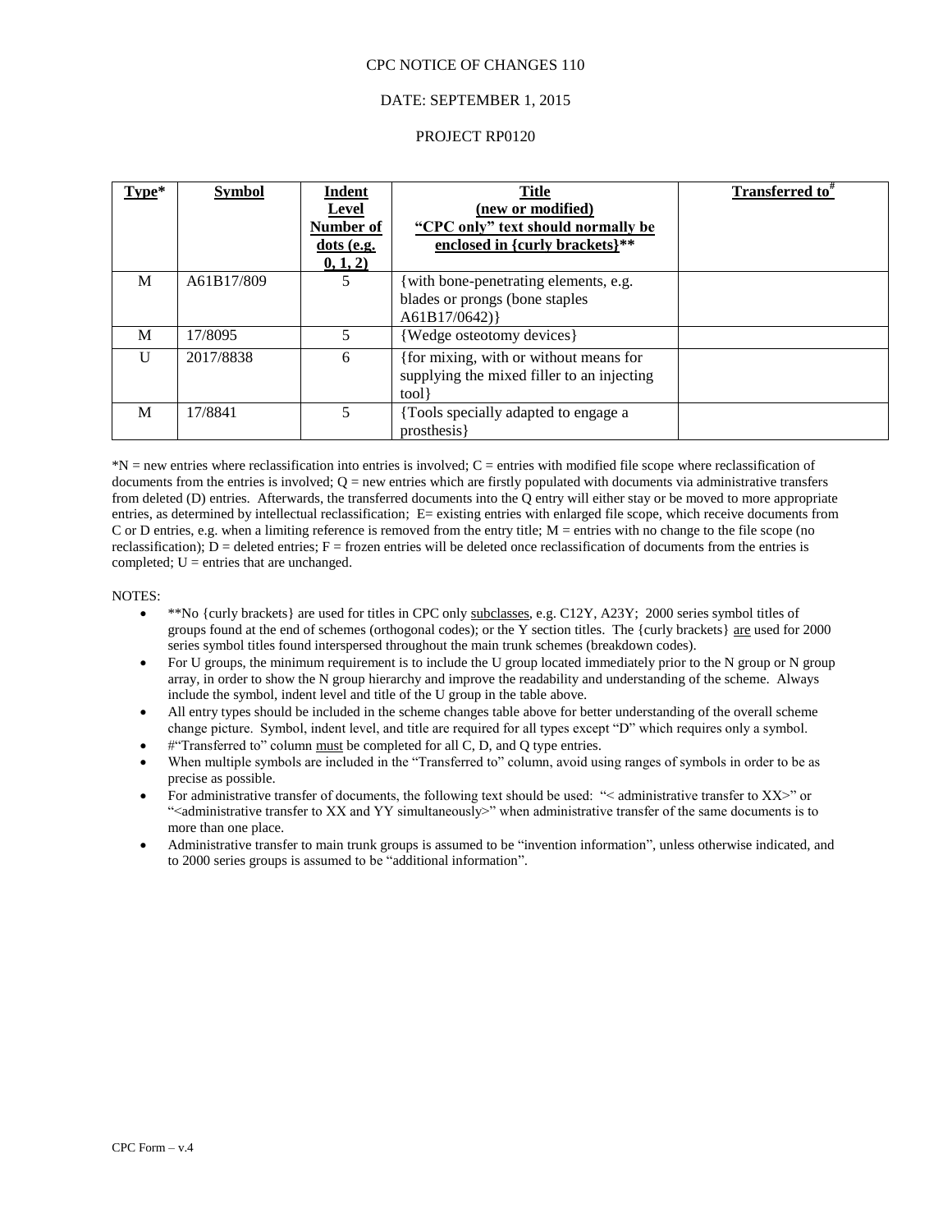CPC NOTICE OF CHANGES 110

DATE: SEPTEMBER 1, 2015

PROJECT RP0120

| Type* | Symbol | Indent Level Number of dots (e.g. 0, 1, 2) | Title (new or modified) "CPC only" text should normally be enclosed in {curly brackets}** | Transferred to# |
|---|---|---|---|---|
| M | A61B17/809 | 5 | {with bone-penetrating elements, e.g. blades or prongs (bone staples A61B17/0642)} | |
| M | 17/8095 | 5 | {Wedge osteotomy devices} | |
| U | 2017/8838 | 6 | {for mixing, with or without means for supplying the mixed filler to an injecting tool} | |
| M | 17/8841 | 5 | {Tools specially adapted to engage a prosthesis} | |

*N = new entries where reclassification into entries is involved; C = entries with modified file scope where reclassification of documents from the entries is involved; Q = new entries which are firstly populated with documents via administrative transfers from deleted (D) entries. Afterwards, the transferred documents into the Q entry will either stay or be moved to more appropriate entries, as determined by intellectual reclassification; E= existing entries with enlarged file scope, which receive documents from C or D entries, e.g. when a limiting reference is removed from the entry title; M = entries with no change to the file scope (no reclassification); D = deleted entries; F = frozen entries will be deleted once reclassification of documents from the entries is completed; U = entries that are unchanged.

NOTES:

- **No {curly brackets} are used for titles in CPC only subclasses, e.g. C12Y, A23Y; 2000 series symbol titles of groups found at the end of schemes (orthogonal codes); or the Y section titles. The {curly brackets} are used for 2000 series symbol titles found interspersed throughout the main trunk schemes (breakdown codes).
- For U groups, the minimum requirement is to include the U group located immediately prior to the N group or N group array, in order to show the N group hierarchy and improve the readability and understanding of the scheme. Always include the symbol, indent level and title of the U group in the table above.
- All entry types should be included in the scheme changes table above for better understanding of the overall scheme change picture. Symbol, indent level, and title are required for all types except "D" which requires only a symbol.
- #"Transferred to" column must be completed for all C, D, and Q type entries.
- When multiple symbols are included in the "Transferred to" column, avoid using ranges of symbols in order to be as precise as possible.
- For administrative transfer of documents, the following text should be used: "< administrative transfer to XX>" or "<administrative transfer to XX and YY simultaneously>" when administrative transfer of the same documents is to more than one place.
- Administrative transfer to main trunk groups is assumed to be "invention information", unless otherwise indicated, and to 2000 series groups is assumed to be "additional information".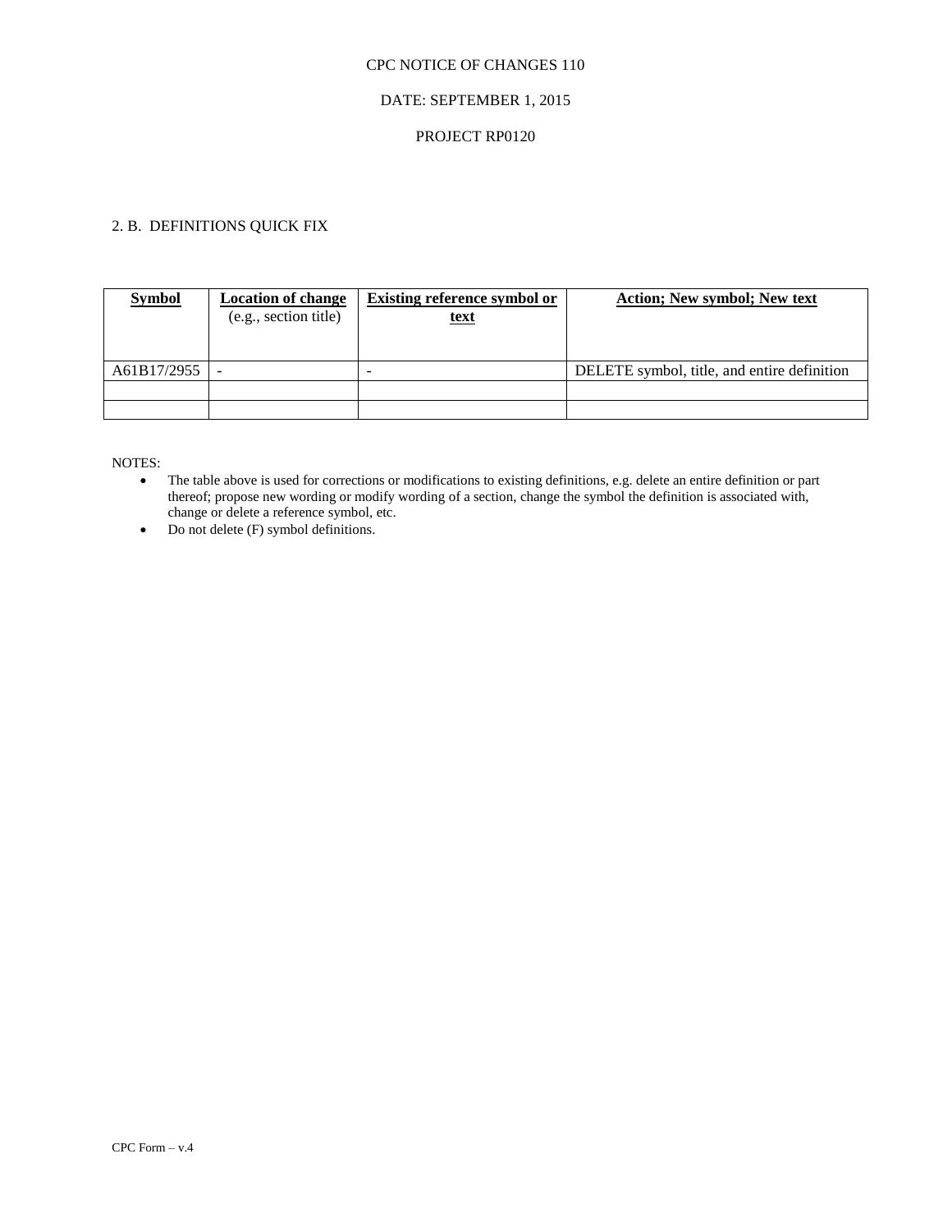CPC NOTICE OF CHANGES 110

DATE: SEPTEMBER 1, 2015

PROJECT RP0120

2. B. DEFINITIONS QUICK FIX

| **Symbol** | **Location of change** (e.g., section title) | **Existing reference symbol or text** | **Action; New symbol; New text** |
|---|---|---|---|
| A61B17/2955 | - | - | DELETE symbol, title, and entire definition |
| | | | |
| | | | |

NOTES:

- The table above is used for corrections or modifications to existing definitions, e.g. delete an entire definition or part thereof; propose new wording or modify wording of a section, change the symbol the definition is associated with, change or delete a reference symbol, etc.
- Do not delete (F) symbol definitions.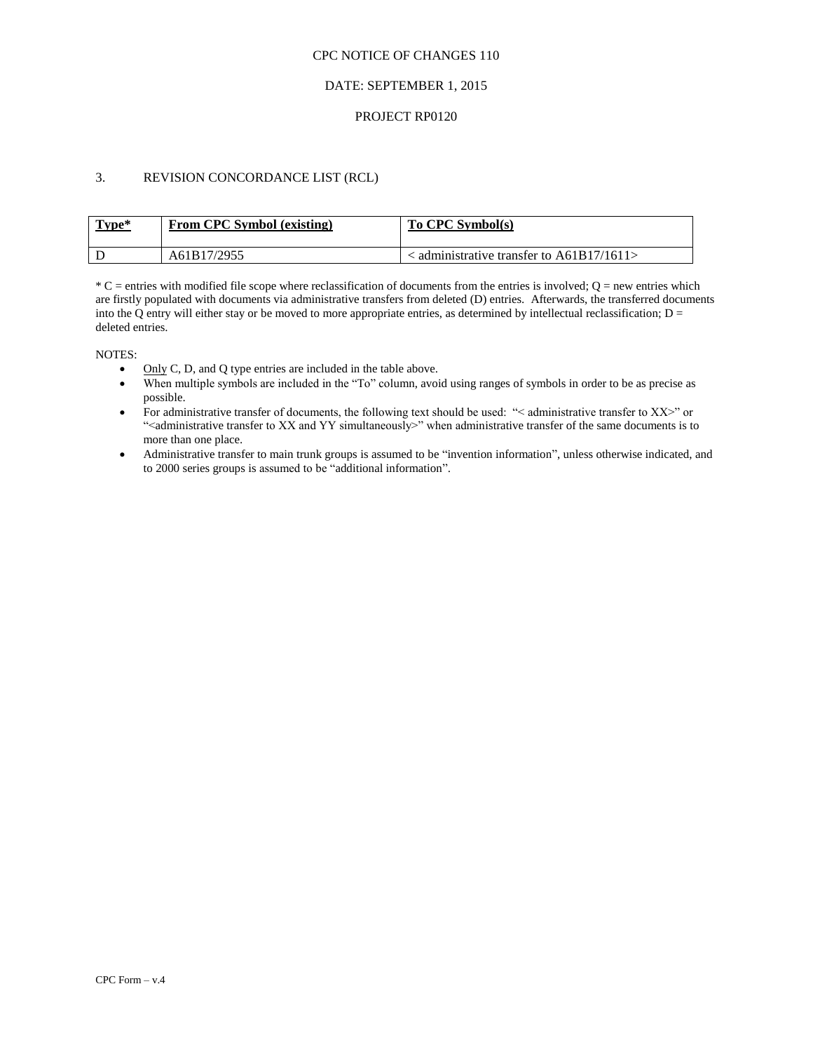CPC NOTICE OF CHANGES 110

DATE: SEPTEMBER 1, 2015

PROJECT RP0120

3. REVISION CONCORDANCE LIST (RCL)

| **Type*** | **From CPC Symbol (existing)** | **To CPC Symbol(s)** |
|---|---|---|
| D | A61B17/2955 | < administrative transfer to A61B17/1611> |

* C = entries with modified file scope where reclassification of documents from the entries is involved; Q = new entries which are firstly populated with documents via administrative transfers from deleted (D) entries. Afterwards, the transferred documents into the Q entry will either stay or be moved to more appropriate entries, as determined by intellectual reclassification; D = deleted entries.

NOTES:

- Only C, D, and Q type entries are included in the table above.
- When multiple symbols are included in the "To" column, avoid using ranges of symbols in order to be as precise as possible.
- For administrative transfer of documents, the following text should be used: "< administrative transfer to XX>" or "<administrative transfer to XX and YY simultaneously>" when administrative transfer of the same documents is to more than one place.
- Administrative transfer to main trunk groups is assumed to be "invention information", unless otherwise indicated, and to 2000 series groups is assumed to be "additional information".

CPC Form – v.4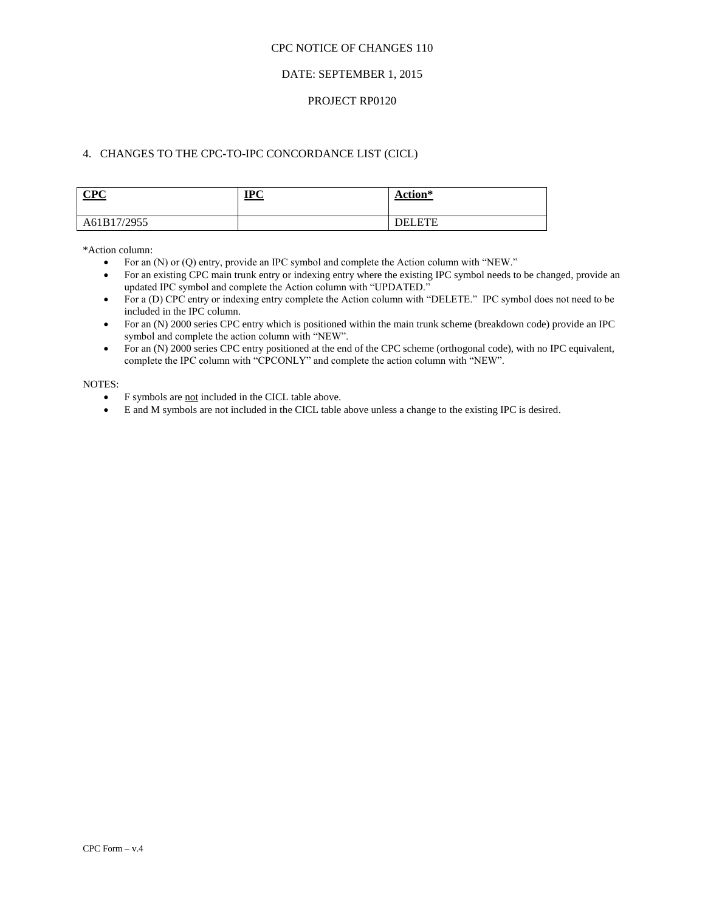CPC NOTICE OF CHANGES 110

DATE: SEPTEMBER 1, 2015

PROJECT RP0120

4. CHANGES TO THE CPC-TO-IPC CONCORDANCE LIST (CICL)

| CPC | IPC | Action* |
|---|---|---|
| A61B17/2955 | | DELETE |

*Action column:

- For an (N) or (Q) entry, provide an IPC symbol and complete the Action column with "NEW."
- For an existing CPC main trunk entry or indexing entry where the existing IPC symbol needs to be changed, provide an updated IPC symbol and complete the Action column with "UPDATED."
- For a (D) CPC entry or indexing entry complete the Action column with "DELETE." IPC symbol does not need to be included in the IPC column.
- For an (N) 2000 series CPC entry which is positioned within the main trunk scheme (breakdown code) provide an IPC symbol and complete the action column with "NEW".
- For an (N) 2000 series CPC entry positioned at the end of the CPC scheme (orthogonal code), with no IPC equivalent, complete the IPC column with "CPCONLY" and complete the action column with "NEW".

NOTES:

- F symbols are not included in the CICL table above.
- E and M symbols are not included in the CICL table above unless a change to the existing IPC is desired.

CPC Form – v.4